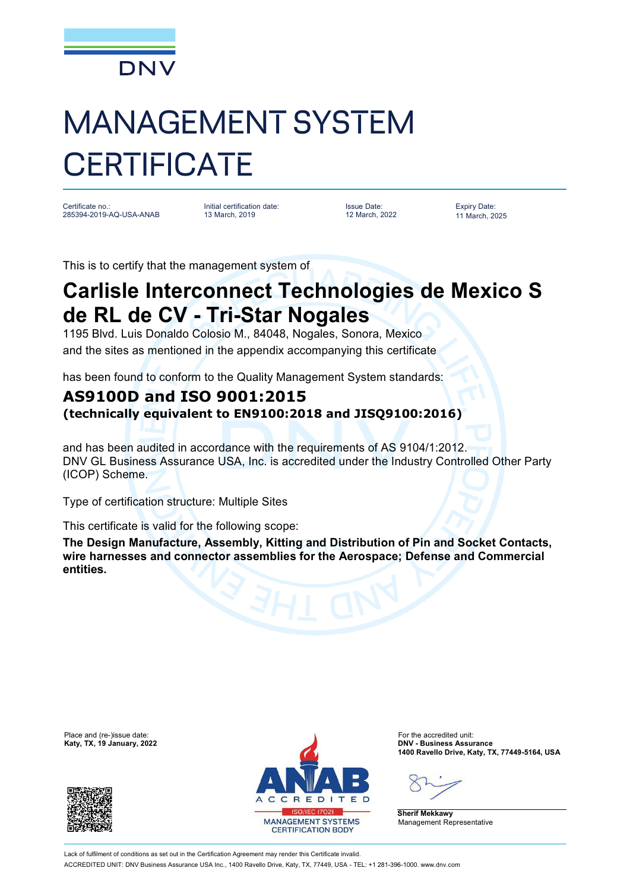DNV

# MANAGEMENT SYSTEM CERTIFICATE

| Certificate no.: | Initial certification date: | Issue Date: | Expiry Date: |
|---|---|---|---|
| 285394-2019-AQ-USA-ANAB | 13 March, 2019 | 12 March, 2022 | 11 March, 2025 |

This is to certify that the management system of

## Carlisle Interconnect Technologies de Mexico S de RL de CV - Tri-Star Nogales

1195 Blvd. Luis Donaldo Colosio M., 84048, Nogales, Sonora, Mexico
and the sites as mentioned in the appendix accompanying this certificate

has been found to conform to the Quality Management System standards:

### AS9100D and ISO 9001:2015
**(technically equivalent to EN9100:2018 and JISQ9100:2016)**

and has been audited in accordance with the requirements of AS 9104/1:2012.
DNV GL Business Assurance USA, Inc. is accredited under the Industry Controlled Other Party (ICOP) Scheme.

Type of certification structure: Multiple Sites

This certificate is valid for the following scope:

**The Design Manufacture, Assembly, Kitting and Distribution of Pin and Socket Contacts, wire harnesses and connector assemblies for the Aerospace; Defense and Commercial entities.**

Place and (re-)issue date:
**Katy, TX, 19 January, 2022**

ANAB ACCREDITED
ISO/IEC 17021
MANAGEMENT SYSTEMS CERTIFICATION BODY

For the accredited unit:
**DNV - Business Assurance**
**1400 Ravello Drive, Katy, TX, 77449-5164, USA**

**Sherif Mekkawy**
Management Representative

Lack of fulfilment of conditions as set out in the Certification Agreement may render this Certificate invalid.
ACCREDITED UNIT: DNV Business Assurance USA Inc., 1400 Ravello Drive, Katy, TX, 77449, USA - TEL: +1 281-396-1000. www.dnv.com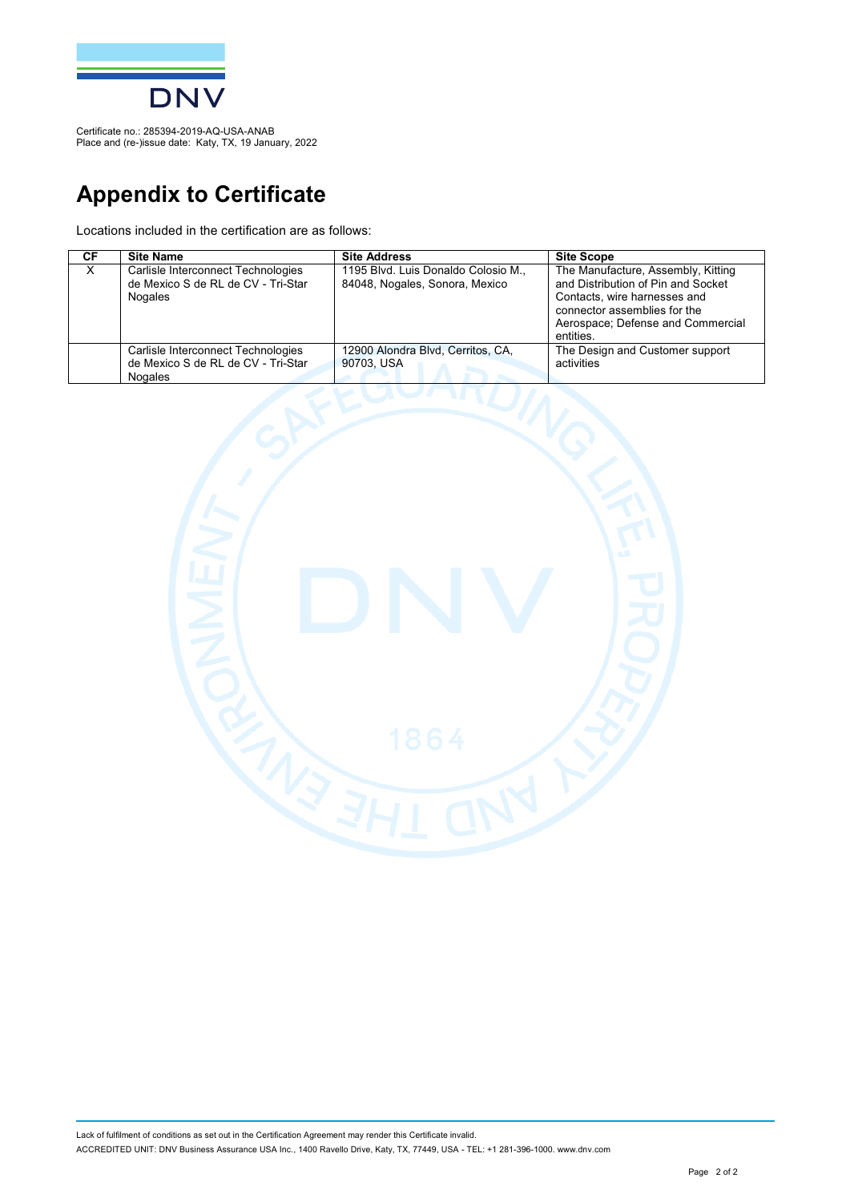Certificate no.: 285394-2019-AQ-USA-ANAB
Place and (re-)issue date: Katy, TX, 19 January, 2022

# Appendix to Certificate

Locations included in the certification are as follows:

| CF | Site Name | Site Address | Site Scope |
|---|---|---|---|
| X | Carlisle Interconnect Technologies de Mexico S de RL de CV - Tri-Star Nogales | 1195 Blvd. Luis Donaldo Colosio M., 84048, Nogales, Sonora, Mexico | The Manufacture, Assembly, Kitting and Distribution of Pin and Socket Contacts, wire harnesses and connector assemblies for the Aerospace; Defense and Commercial entities. |
| | Carlisle Interconnect Technologies de Mexico S de RL de CV - Tri-Star Nogales | 12900 Alondra Blvd, Cerritos, CA, 90703, USA | The Design and Customer support activities |

Lack of fulfilment of conditions as set out in the Certification Agreement may render this Certificate invalid.

ACCREDITED UNIT: DNV Business Assurance USA Inc., 1400 Ravello Drive, Katy, TX, 77449, USA - TEL: +1 281-396-1000. www.dnv.com